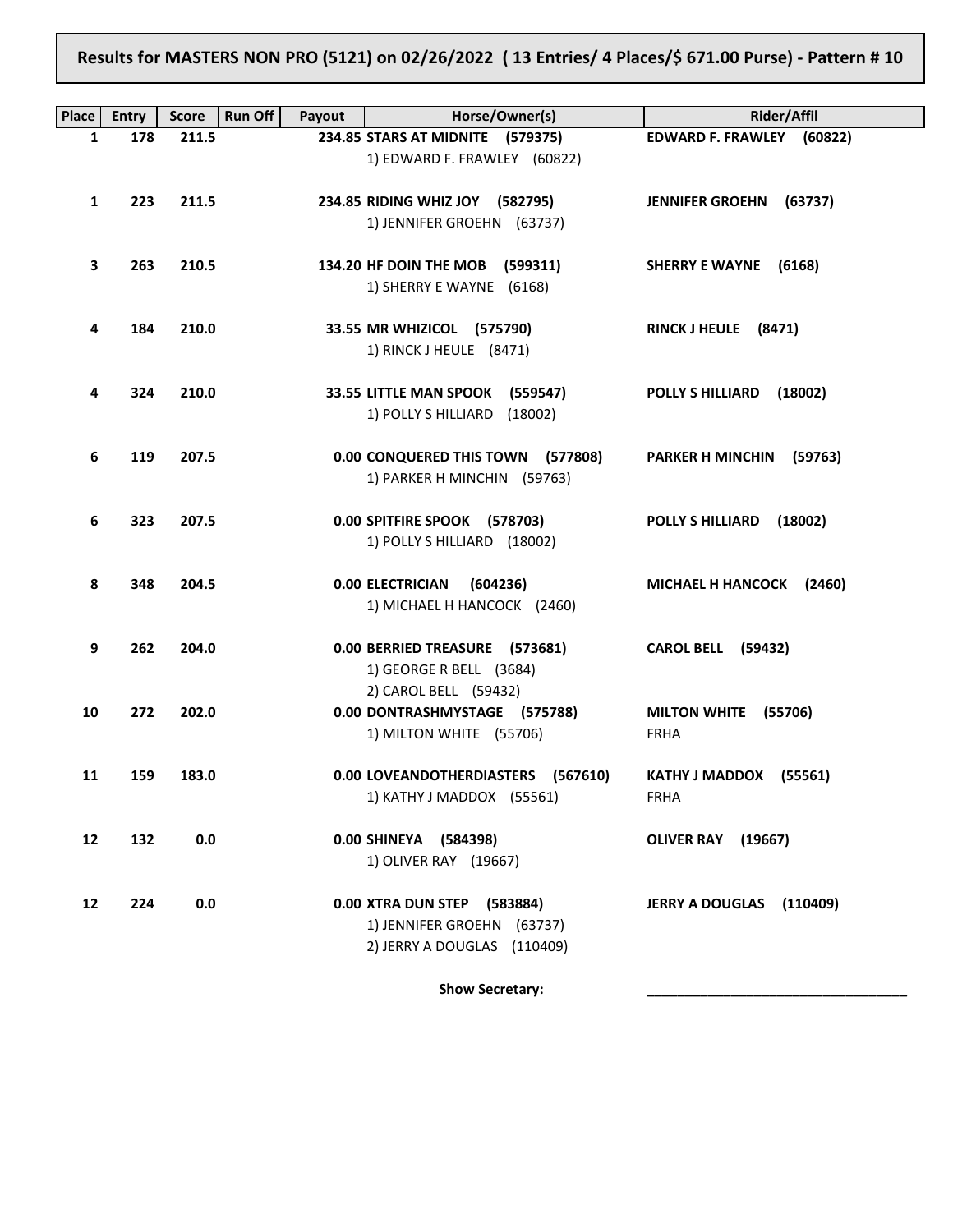**Results for MASTERS NON PRO (5121) on 02/26/2022 ( 13 Entries/ 4 Places/$ 671.00 Purse) - Pattern # 10**

| Place | Entry | Score | Run Off | Payout | Horse/Owner(s) | Rider/Affil |
|---|---|---|---|---|---|---|
| 1 | 178 | 211.5 | | 234.85 | **STARS AT MIDNITE (579375)**<br>1) EDWARD F. FRAWLEY (60822) | **EDWARD F. FRAWLEY (60822)** |
| 1 | 223 | 211.5 | | 234.85 | **RIDING WHIZ JOY (582795)**<br>1) JENNIFER GROEHN (63737) | **JENNIFER GROEHN (63737)** |
| 3 | 263 | 210.5 | | 134.20 | **HF DOIN THE MOB (599311)**<br>1) SHERRY E WAYNE (6168) | **SHERRY E WAYNE (6168)** |
| 4 | 184 | 210.0 | | 33.55 | **MR WHIZICOL (575790)**<br>1) RINCK J HEULE (8471) | **RINCK J HEULE (8471)** |
| 4 | 324 | 210.0 | | 33.55 | **LITTLE MAN SPOOK (559547)**<br>1) POLLY S HILLIARD (18002) | **POLLY S HILLIARD (18002)** |
| 6 | 119 | 207.5 | | 0.00 | **CONQUERED THIS TOWN (577808)**<br>1) PARKER H MINCHIN (59763) | **PARKER H MINCHIN (59763)** |
| 6 | 323 | 207.5 | | 0.00 | **SPITFIRE SPOOK (578703)**<br>1) POLLY S HILLIARD (18002) | **POLLY S HILLIARD (18002)** |
| 8 | 348 | 204.5 | | 0.00 | **ELECTRICIAN (604236)**<br>1) MICHAEL H HANCOCK (2460) | **MICHAEL H HANCOCK (2460)** |
| 9 | 262 | 204.0 | | 0.00 | **BERRIED TREASURE (573681)**<br>1) GEORGE R BELL (3684)<br>2) CAROL BELL (59432) | **CAROL BELL (59432)** |
| 10 | 272 | 202.0 | | 0.00 | **DONTRASHMYSTAGE (575788)**<br>1) MILTON WHITE (55706) | **MILTON WHITE (55706)**<br>FRHA |
| 11 | 159 | 183.0 | | 0.00 | **LOVEANDOTHERDIASTERS (567610)**<br>1) KATHY J MADDOX (55561) | **KATHY J MADDOX (55561)**<br>FRHA |
| 12 | 132 | 0.0 | | 0.00 | **SHINEYA (584398)**<br>1) OLIVER RAY (19667) | **OLIVER RAY (19667)** |
| 12 | 224 | 0.0 | | 0.00 | **XTRA DUN STEP (583884)**<br>1) JENNIFER GROEHN (63737)<br>2) JERRY A DOUGLAS (110409) | **JERRY A DOUGLAS (110409)** |

**Show Secretary:** ________________________________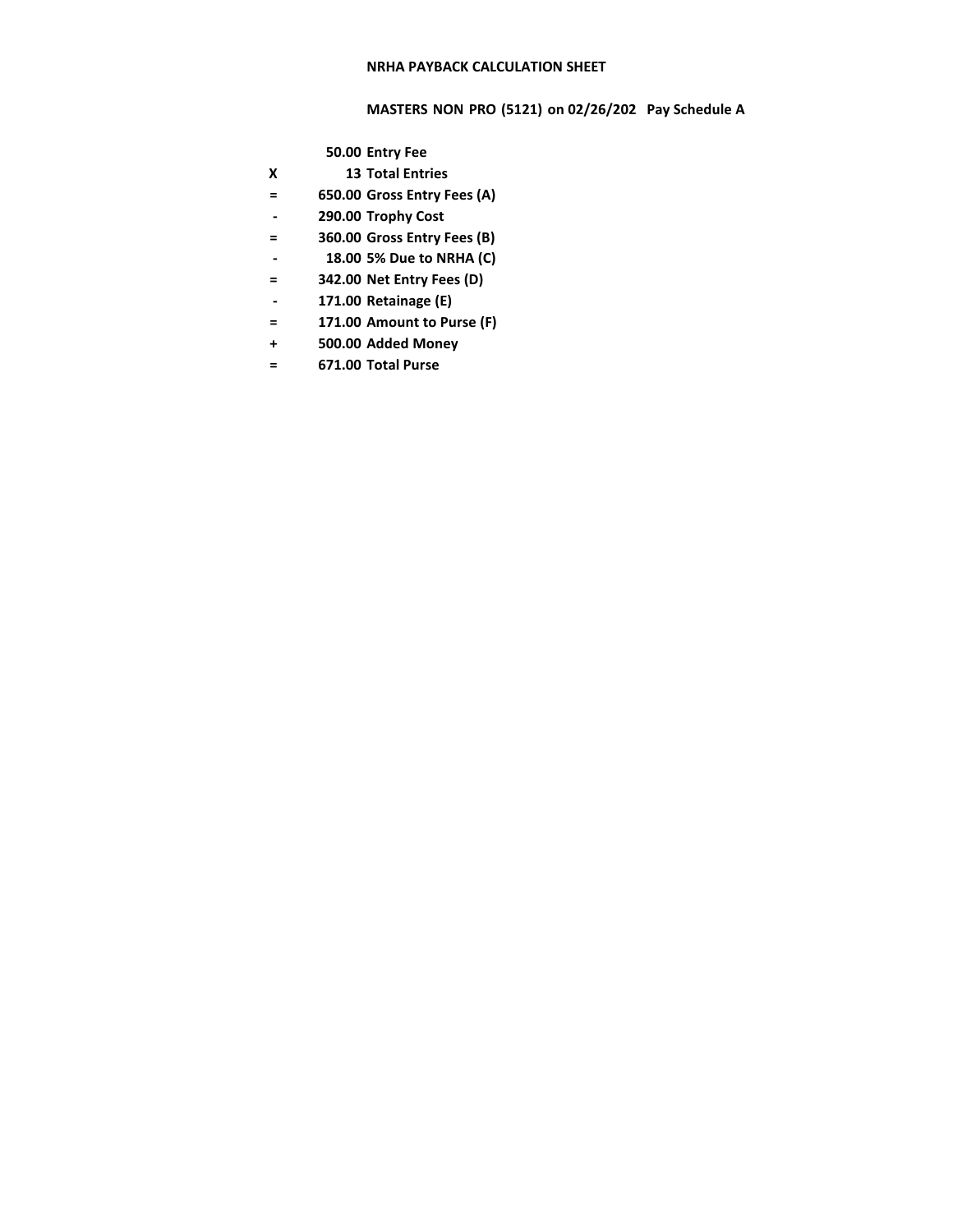**NRHA PAYBACK CALCULATION SHEET**

**MASTERS NON PRO (5121) on 02/26/202 Pay Schedule A**

| | | |
|---|---|---|
| | 50.00 | Entry Fee |
| X | 13 | Total Entries |
| = | 650.00 | Gross Entry Fees (A) |
| - | 290.00 | Trophy Cost |
| = | 360.00 | Gross Entry Fees (B) |
| - | 18.00 | 5% Due to NRHA (C) |
| = | 342.00 | Net Entry Fees (D) |
| - | 171.00 | Retainage (E) |
| = | 171.00 | Amount to Purse (F) |
| + | 500.00 | Added Money |
| = | 671.00 | Total Purse |